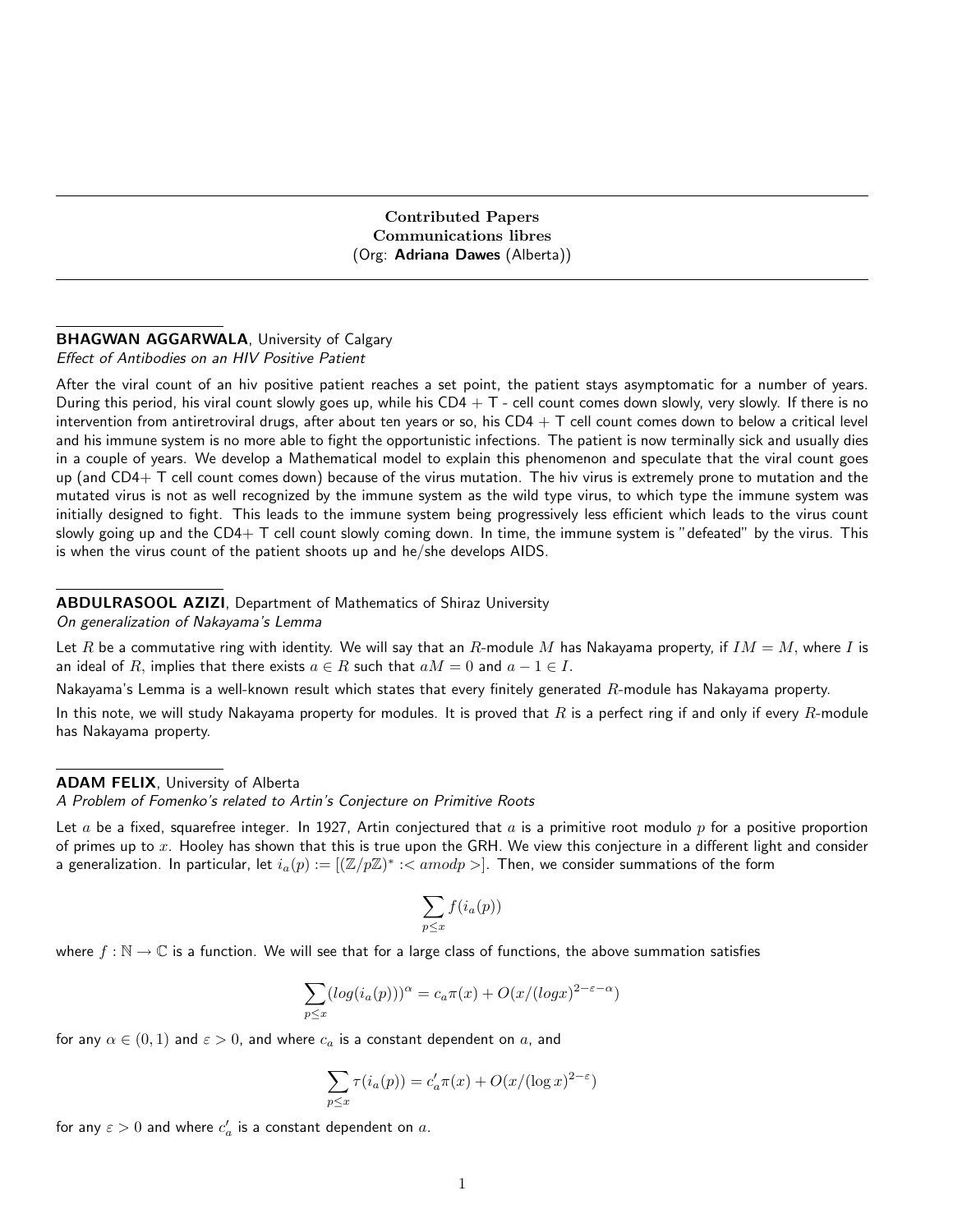## Contributed Papers
## Communications libres
(Org: **Adriana Dawes** (Alberta))

---

**BHAGWAN AGGARWALA**, University of Calgary
*Effect of Antibodies on an HIV Positive Patient*

After the viral count of an hiv positive patient reaches a set point, the patient stays asymptomatic for a number of years. During this period, his viral count slowly goes up, while his CD4 + T - cell count comes down slowly, very slowly. If there is no intervention from antiretroviral drugs, after about ten years or so, his CD4 + T cell count comes down to below a critical level and his immune system is no more able to fight the opportunistic infections. The patient is now terminally sick and usually dies in a couple of years. We develop a Mathematical model to explain this phenomenon and speculate that the viral count goes up (and CD4+ T cell count comes down) because of the virus mutation. The hiv virus is extremely prone to mutation and the mutated virus is not as well recognized by the immune system as the wild type virus, to which type the immune system was initially designed to fight. This leads to the immune system being progressively less efficient which leads to the virus count slowly going up and the CD4+ T cell count slowly coming down. In time, the immune system is "defeated" by the virus. This is when the virus count of the patient shoots up and he/she develops AIDS.

---

**ABDULRASOOL AZIZI**, Department of Mathematics of Shiraz University
*On generalization of Nakayama's Lemma*

Let $R$ be a commutative ring with identity. We will say that an $R$-module $M$ has Nakayama property, if $IM = M$, where $I$ is an ideal of $R$, implies that there exists $a \in R$ such that $aM = 0$ and $a - 1 \in I$.

Nakayama's Lemma is a well-known result which states that every finitely generated $R$-module has Nakayama property.

In this note, we will study Nakayama property for modules. It is proved that $R$ is a perfect ring if and only if every $R$-module has Nakayama property.

---

**ADAM FELIX**, University of Alberta
*A Problem of Fomenko's related to Artin's Conjecture on Primitive Roots*

Let $a$ be a fixed, squarefree integer. In 1927, Artin conjectured that $a$ is a primitive root modulo $p$ for a positive proportion of primes up to $x$. Hooley has shown that this is true upon the GRH. We view this conjecture in a different light and consider a generalization. In particular, let $i_a(p) := [(\mathbb{Z}/p\mathbb{Z})^* :< amodp >]$. Then, we consider summations of the form

$$\sum_{p \leq x} f(i_a(p))$$

where $f : \mathbb{N} \to \mathbb{C}$ is a function. We will see that for a large class of functions, the above summation satisfies

$$\sum_{p \leq x} (log(i_a(p)))^\alpha = c_a \pi(x) + O(x/(logx)^{2-\varepsilon-\alpha})$$

for any $\alpha \in (0, 1)$ and $\varepsilon > 0$, and where $c_a$ is a constant dependent on $a$, and

$$\sum_{p \leq x} \tau(i_a(p)) = c'_a \pi(x) + O(x/(\log x)^{2-\varepsilon})$$

for any $\varepsilon > 0$ and where $c'_a$ is a constant dependent on $a$.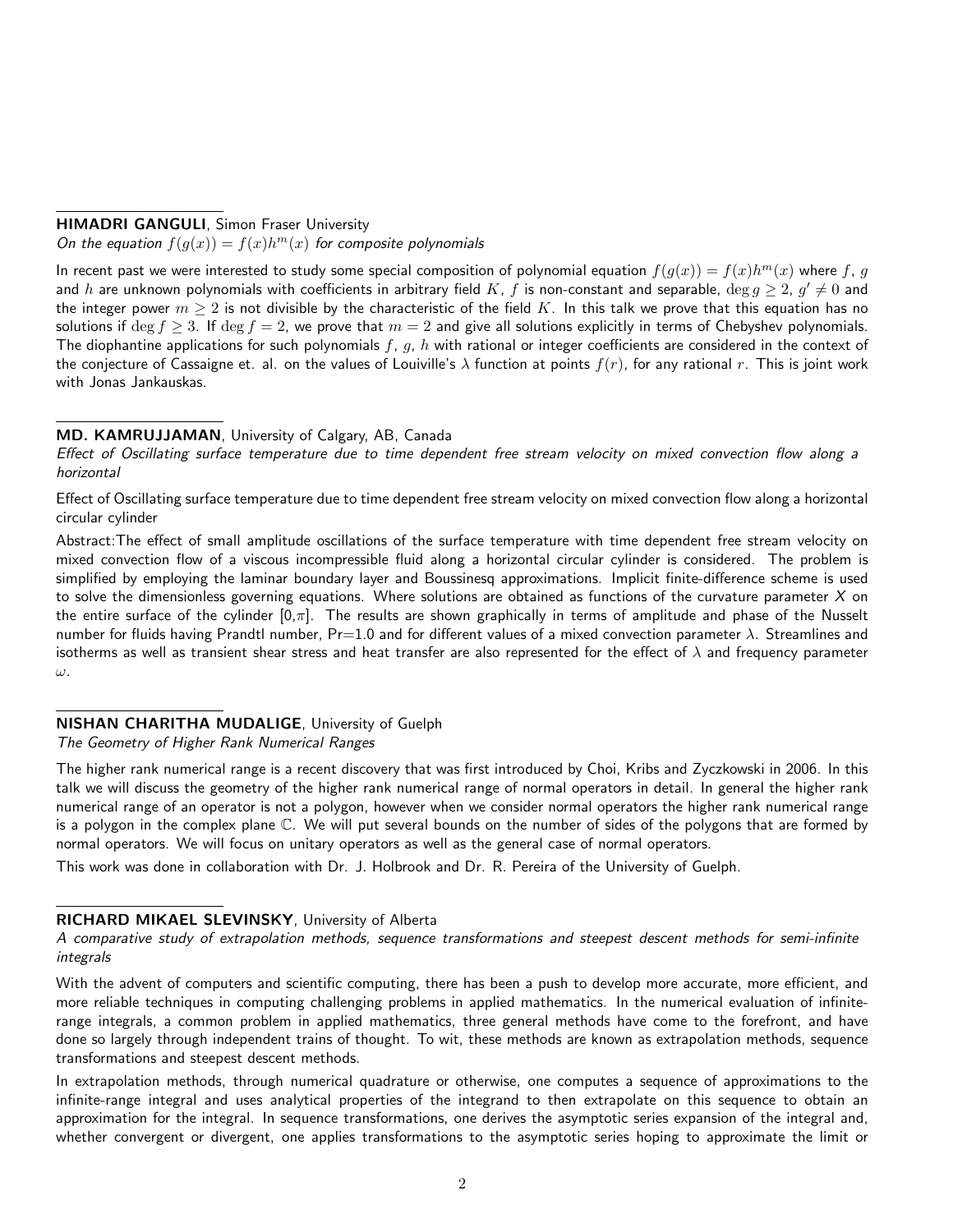**HIMADRI GANGULI**, Simon Fraser University
*On the equation $f(g(x)) = f(x)h^m(x)$ for composite polynomials*

In recent past we were interested to study some special composition of polynomial equation $f(g(x)) = f(x)h^m(x)$ where $f$, $g$ and $h$ are unknown polynomials with coefficients in arbitrary field $K$, $f$ is non-constant and separable, $\deg g \geq 2$, $g' \neq 0$ and the integer power $m \geq 2$ is not divisible by the characteristic of the field $K$. In this talk we prove that this equation has no solutions if $\deg f \geq 3$. If $\deg f = 2$, we prove that $m = 2$ and give all solutions explicitly in terms of Chebyshev polynomials. The diophantine applications for such polynomials $f$, $g$, $h$ with rational or integer coefficients are considered in the context of the conjecture of Cassaigne et. al. on the values of Louiville's $\lambda$ function at points $f(r)$, for any rational $r$. This is joint work with Jonas Jankauskas.

**MD. KAMRUJJAMAN**, University of Calgary, AB, Canada
*Effect of Oscillating surface temperature due to time dependent free stream velocity on mixed convection flow along a horizontal*

Effect of Oscillating surface temperature due to time dependent free stream velocity on mixed convection flow along a horizontal circular cylinder

Abstract:The effect of small amplitude oscillations of the surface temperature with time dependent free stream velocity on mixed convection flow of a viscous incompressible fluid along a horizontal circular cylinder is considered. The problem is simplified by employing the laminar boundary layer and Boussinesq approximations. Implicit finite-difference scheme is used to solve the dimensionless governing equations. Where solutions are obtained as functions of the curvature parameter $X$ on the entire surface of the cylinder $[0,\pi]$. The results are shown graphically in terms of amplitude and phase of the Nusselt number for fluids having Prandtl number, Pr=1.0 and for different values of a mixed convection parameter $\lambda$. Streamlines and isotherms as well as transient shear stress and heat transfer are also represented for the effect of $\lambda$ and frequency parameter $\omega$.

**NISHAN CHARITHA MUDALIGE**, University of Guelph
*The Geometry of Higher Rank Numerical Ranges*

The higher rank numerical range is a recent discovery that was first introduced by Choi, Kribs and Zyczkowski in 2006. In this talk we will discuss the geometry of the higher rank numerical range of normal operators in detail. In general the higher rank numerical range of an operator is not a polygon, however when we consider normal operators the higher rank numerical range is a polygon in the complex plane $\mathbb{C}$. We will put several bounds on the number of sides of the polygons that are formed by normal operators. We will focus on unitary operators as well as the general case of normal operators.

This work was done in collaboration with Dr. J. Holbrook and Dr. R. Pereira of the University of Guelph.

**RICHARD MIKAEL SLEVINSKY**, University of Alberta
*A comparative study of extrapolation methods, sequence transformations and steepest descent methods for semi-infinite integrals*

With the advent of computers and scientific computing, there has been a push to develop more accurate, more efficient, and more reliable techniques in computing challenging problems in applied mathematics. In the numerical evaluation of infinite-range integrals, a common problem in applied mathematics, three general methods have come to the forefront, and have done so largely through independent trains of thought. To wit, these methods are known as extrapolation methods, sequence transformations and steepest descent methods.

In extrapolation methods, through numerical quadrature or otherwise, one computes a sequence of approximations to the infinite-range integral and uses analytical properties of the integrand to then extrapolate on this sequence to obtain an approximation for the integral. In sequence transformations, one derives the asymptotic series expansion of the integral and, whether convergent or divergent, one applies transformations to the asymptotic series hoping to approximate the limit or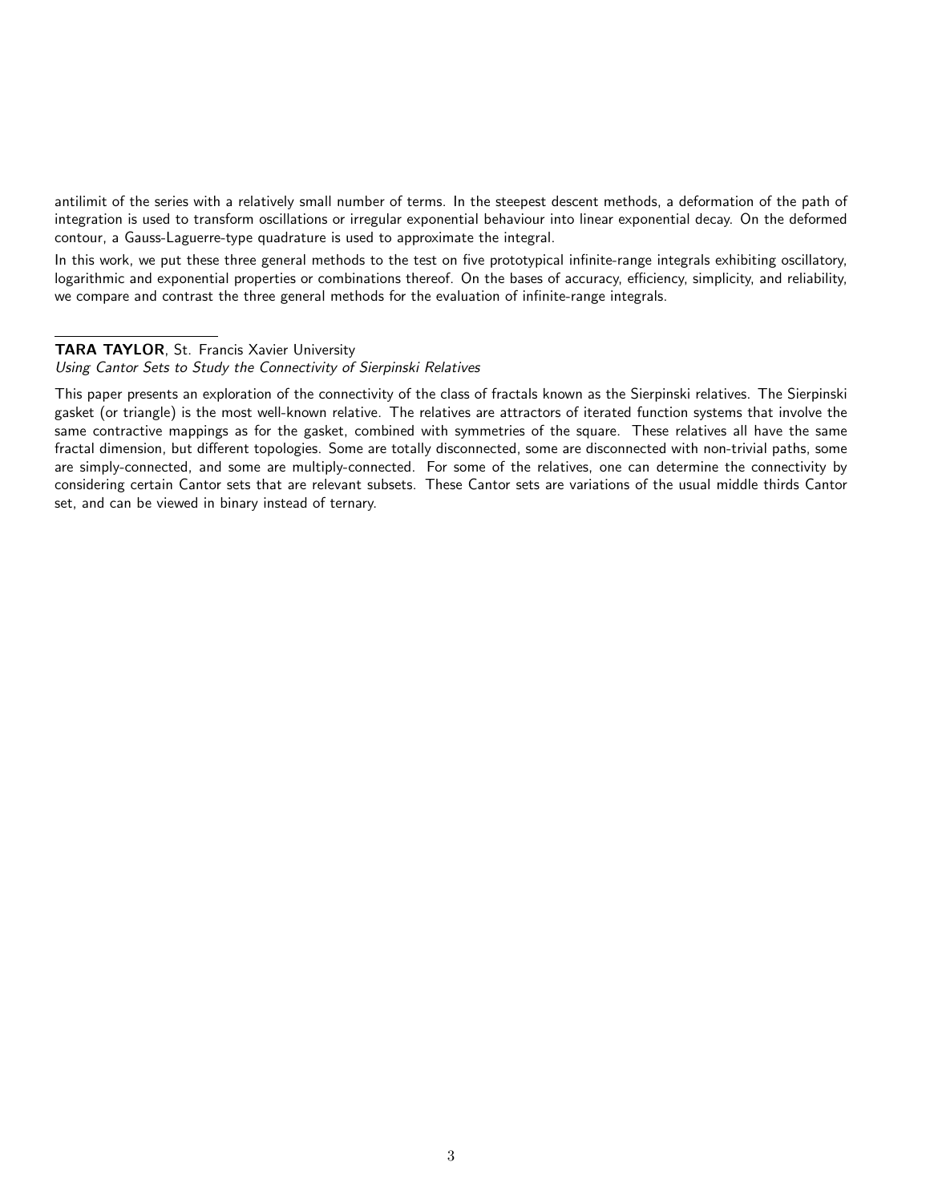antilimit of the series with a relatively small number of terms. In the steepest descent methods, a deformation of the path of integration is used to transform oscillations or irregular exponential behaviour into linear exponential decay. On the deformed contour, a Gauss-Laguerre-type quadrature is used to approximate the integral.

In this work, we put these three general methods to the test on five prototypical infinite-range integrals exhibiting oscillatory, logarithmic and exponential properties or combinations thereof. On the bases of accuracy, efficiency, simplicity, and reliability, we compare and contrast the three general methods for the evaluation of infinite-range integrals.

---

**TARA TAYLOR**, St. Francis Xavier University
*Using Cantor Sets to Study the Connectivity of Sierpinski Relatives*

This paper presents an exploration of the connectivity of the class of fractals known as the Sierpinski relatives. The Sierpinski gasket (or triangle) is the most well-known relative. The relatives are attractors of iterated function systems that involve the same contractive mappings as for the gasket, combined with symmetries of the square. These relatives all have the same fractal dimension, but different topologies. Some are totally disconnected, some are disconnected with non-trivial paths, some are simply-connected, and some are multiply-connected. For some of the relatives, one can determine the connectivity by considering certain Cantor sets that are relevant subsets. These Cantor sets are variations of the usual middle thirds Cantor set, and can be viewed in binary instead of ternary.